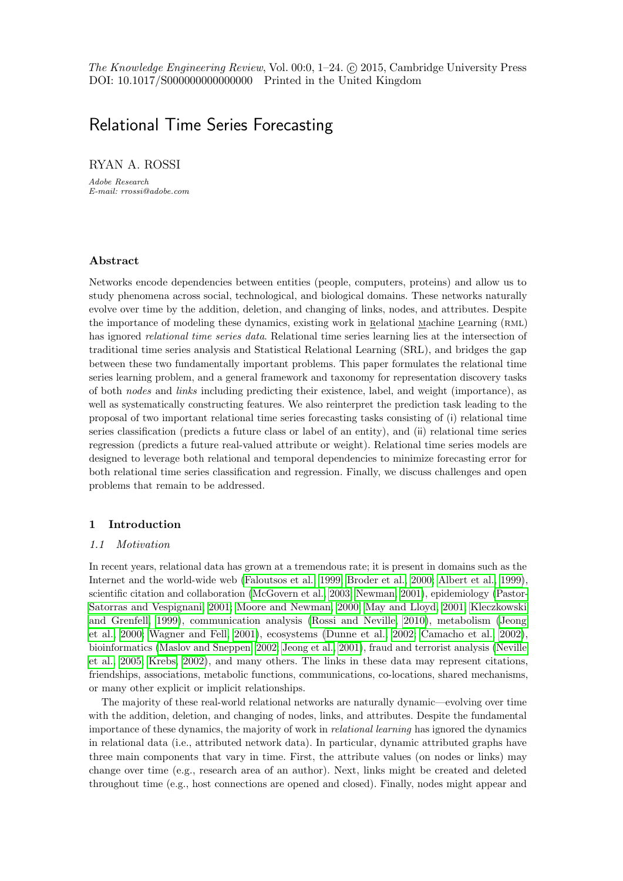# Relational Time Series Forecasting

RYAN A. ROSSI

*Adobe Research*
*E-mail: rrossi@adobe.com*

### Abstract

Networks encode dependencies between entities (people, computers, proteins) and allow us to study phenomena across social, technological, and biological domains. These networks naturally evolve over time by the addition, deletion, and changing of links, nodes, and attributes. Despite the importance of modeling these dynamics, existing work in Relational Machine Learning (RML) has ignored *relational time series data*. Relational time series learning lies at the intersection of traditional time series analysis and Statistical Relational Learning (SRL), and bridges the gap between these two fundamentally important problems. This paper formulates the relational time series learning problem, and a general framework and taxonomy for representation discovery tasks of both *nodes* and *links* including predicting their existence, label, and weight (importance), as well as systematically constructing features. We also reinterpret the prediction task leading to the proposal of two important relational time series forecasting tasks consisting of (i) relational time series classification (predicts a future class or label of an entity), and (ii) relational time series regression (predicts a future real-valued attribute or weight). Relational time series models are designed to leverage both relational and temporal dependencies to minimize forecasting error for both relational time series classification and regression. Finally, we discuss challenges and open problems that remain to be addressed.

## 1 Introduction

### 1.1 Motivation

In recent years, relational data has grown at a tremendous rate; it is present in domains such as the Internet and the world-wide web (Faloutsos et al., 1999; Broder et al., 2000; Albert et al., 1999), scientific citation and collaboration (McGovern et al., 2003; Newman, 2001), epidemiology (Pastor-Satorras and Vespignani, 2001; Moore and Newman, 2000; May and Lloyd, 2001; Kleczkowski and Grenfell, 1999), communication analysis (Rossi and Neville, 2010), metabolism (Jeong et al., 2000; Wagner and Fell, 2001), ecosystems (Dunne et al., 2002; Camacho et al., 2002), bioinformatics (Maslov and Sneppen, 2002; Jeong et al., 2001), fraud and terrorist analysis (Neville et al., 2005; Krebs, 2002), and many others. The links in these data may represent citations, friendships, associations, metabolic functions, communications, co-locations, shared mechanisms, or many other explicit or implicit relationships.

The majority of these real-world relational networks are naturally dynamic—evolving over time with the addition, deletion, and changing of nodes, links, and attributes. Despite the fundamental importance of these dynamics, the majority of work in *relational learning* has ignored the dynamics in relational data (i.e., attributed network data). In particular, dynamic attributed graphs have three main components that vary in time. First, the attribute values (on nodes or links) may change over time (e.g., research area of an author). Next, links might be created and deleted throughout time (e.g., host connections are opened and closed). Finally, nodes might appear and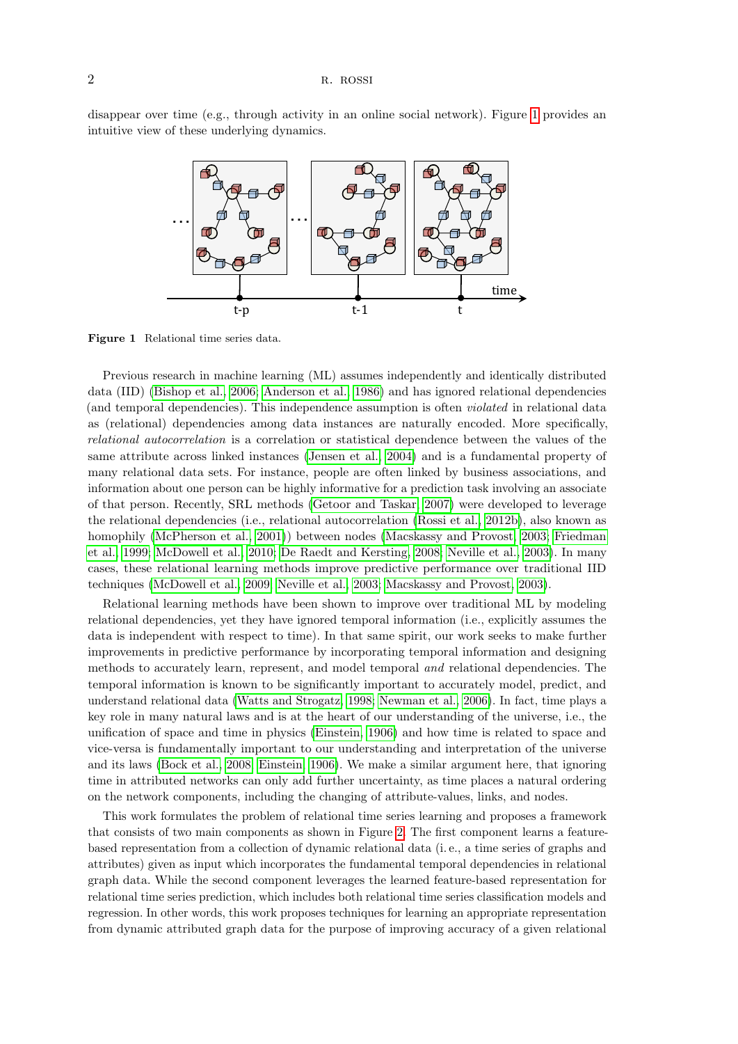disappear over time (e.g., through activity in an online social network). Figure 1 provides an intuitive view of these underlying dynamics.

**Figure 1** Relational time series data.

Previous research in machine learning (ML) assumes independently and identically distributed data (IID) (Bishop et al., 2006; Anderson et al., 1986) and has ignored relational dependencies (and temporal dependencies). This independence assumption is often *violated* in relational data as (relational) dependencies among data instances are naturally encoded. More specifically, *relational autocorrelation* is a correlation or statistical dependence between the values of the same attribute across linked instances (Jensen et al., 2004) and is a fundamental property of many relational data sets. For instance, people are often linked by business associations, and information about one person can be highly informative for a prediction task involving an associate of that person. Recently, SRL methods (Getoor and Taskar, 2007) were developed to leverage the relational dependencies (i.e., relational autocorrelation (Rossi et al., 2012b), also known as homophily (McPherson et al., 2001)) between nodes (Macskassy and Provost, 2003; Friedman et al., 1999; McDowell et al., 2010; De Raedt and Kersting, 2008; Neville et al., 2003). In many cases, these relational learning methods improve predictive performance over traditional IID techniques (McDowell et al., 2009; Neville et al., 2003; Macskassy and Provost, 2003).

Relational learning methods have been shown to improve over traditional ML by modeling relational dependencies, yet they have ignored temporal information (i.e., explicitly assumes the data is independent with respect to time). In that same spirit, our work seeks to make further improvements in predictive performance by incorporating temporal information and designing methods to accurately learn, represent, and model temporal *and* relational dependencies. The temporal information is known to be significantly important to accurately model, predict, and understand relational data (Watts and Strogatz, 1998; Newman et al., 2006). In fact, time plays a key role in many natural laws and is at the heart of our understanding of the universe, i.e., the unification of space and time in physics (Einstein, 1906) and how time is related to space and vice-versa is fundamentally important to our understanding and interpretation of the universe and its laws (Bock et al., 2008; Einstein, 1906). We make a similar argument here, that ignoring time in attributed networks can only add further uncertainty, as time places a natural ordering on the network components, including the changing of attribute-values, links, and nodes.

This work formulates the problem of relational time series learning and proposes a framework that consists of two main components as shown in Figure 2. The first component learns a feature-based representation from a collection of dynamic relational data (i. e., a time series of graphs and attributes) given as input which incorporates the fundamental temporal dependencies in relational graph data. While the second component leverages the learned feature-based representation for relational time series prediction, which includes both relational time series classification models and regression. In other words, this work proposes techniques for learning an appropriate representation from dynamic attributed graph data for the purpose of improving accuracy of a given relational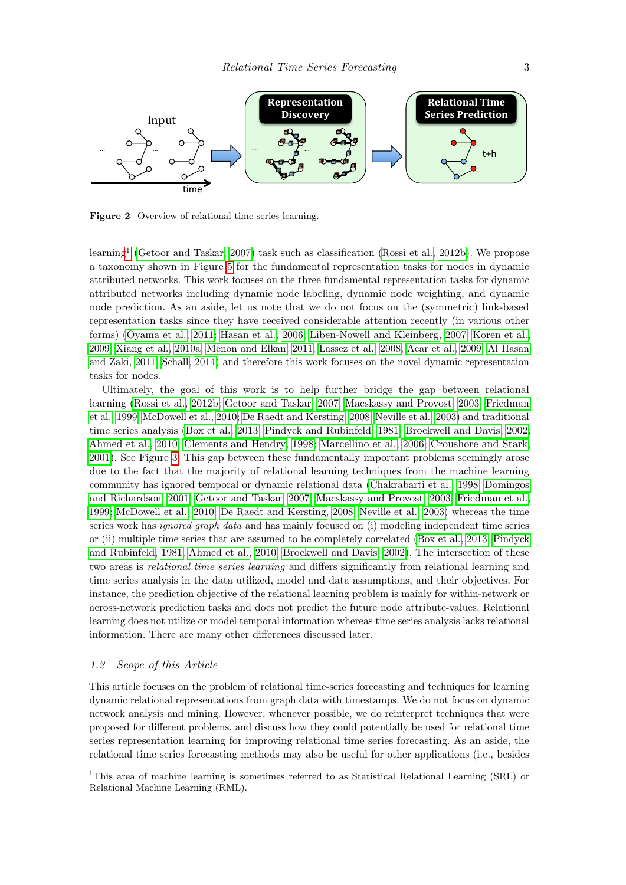**Figure 2** Overview of relational time series learning.

learning[1] (Getoor and Taskar, 2007) task such as classification (Rossi et al., 2012b). We propose a taxonomy shown in Figure 5 for the fundamental representation tasks for nodes in dynamic attributed networks. This work focuses on the three fundamental representation tasks for dynamic attributed networks including dynamic node labeling, dynamic node weighting, and dynamic node prediction. As an aside, let us note that we do not focus on the (symmetric) link-based representation tasks since they have received considerable attention recently (in various other forms) (Oyama et al., 2011; Hasan et al., 2006; Liben-Nowell and Kleinberg, 2007; Koren et al., 2009; Xiang et al., 2010a; Menon and Elkan, 2011; Lassez et al., 2008; Acar et al., 2009; Al Hasan and Zaki, 2011; Schall, 2014) and therefore this work focuses on the novel dynamic representation tasks for nodes.

Ultimately, the goal of this work is to help further bridge the gap between relational learning (Rossi et al., 2012b; Getoor and Taskar, 2007; Macskassy and Provost, 2003; Friedman et al., 1999; McDowell et al., 2010; De Raedt and Kersting, 2008; Neville et al., 2003) and traditional time series analysis (Box et al., 2013; Pindyck and Rubinfeld, 1981; Brockwell and Davis, 2002; Ahmed et al., 2010; Clements and Hendry, 1998; Marcellino et al., 2006; Croushore and Stark, 2001). See Figure 3. This gap between these fundamentally important problems seemingly arose due to the fact that the majority of relational learning techniques from the machine learning community has ignored temporal or dynamic relational data (Chakrabarti et al., 1998; Domingos and Richardson, 2001; Getoor and Taskar, 2007; Macskassy and Provost, 2003; Friedman et al., 1999; McDowell et al., 2010; De Raedt and Kersting, 2008; Neville et al., 2003) whereas the time series work has *ignored graph data* and has mainly focused on (i) modeling independent time series or (ii) multiple time series that are assumed to be completely correlated (Box et al., 2013; Pindyck and Rubinfeld, 1981; Ahmed et al., 2010; Brockwell and Davis, 2002). The intersection of these two areas is *relational time series learning* and differs significantly from relational learning and time series analysis in the data utilized, model and data assumptions, and their objectives. For instance, the prediction objective of the relational learning problem is mainly for within-network or across-network prediction tasks and does not predict the future node attribute-values. Relational learning does not utilize or model temporal information whereas time series analysis lacks relational information. There are many other differences discussed later.

### *1.2 Scope of this Article*

This article focuses on the problem of relational time-series forecasting and techniques for learning dynamic relational representations from graph data with timestamps. We do not focus on dynamic network analysis and mining. However, whenever possible, we do reinterpret techniques that were proposed for different problems, and discuss how they could potentially be used for relational time series representation learning for improving relational time series forecasting. As an aside, the relational time series forecasting methods may also be useful for other applications (i.e., besides

[1]This area of machine learning is sometimes referred to as Statistical Relational Learning (SRL) or Relational Machine Learning (RML).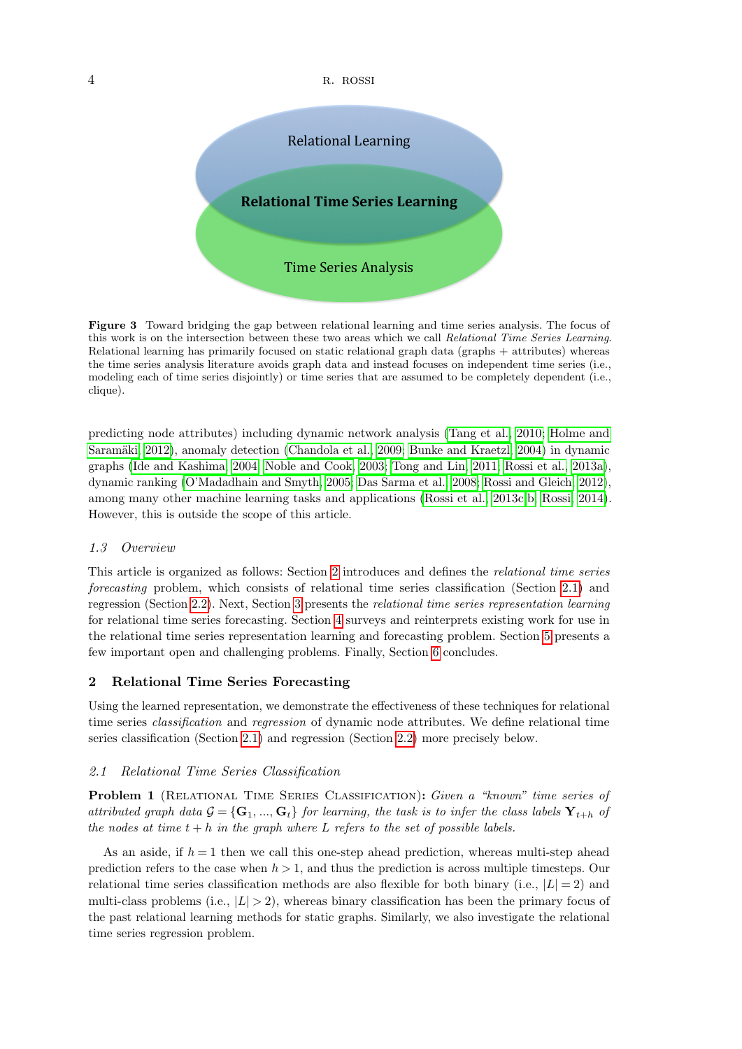Relational Learning

**Relational Time Series Learning**

Time Series Analysis

**Figure 3** Toward bridging the gap between relational learning and time series analysis. The focus of this work is on the intersection between these two areas which we call *Relational Time Series Learning*. Relational learning has primarily focused on static relational graph data (graphs + attributes) whereas the time series analysis literature avoids graph data and instead focuses on independent time series (i.e., modeling each of time series disjointly) or time series that are assumed to be completely dependent (i.e., clique).

predicting node attributes) including dynamic network analysis (Tang et al., 2010; Holme and Saramäki, 2012), anomaly detection (Chandola et al., 2009; Bunke and Kraetzl, 2004) in dynamic graphs (Ide and Kashima, 2004; Noble and Cook, 2003; Tong and Lin, 2011; Rossi et al., 2013a), dynamic ranking (O'Madadhain and Smyth, 2005; Das Sarma et al., 2008; Rossi and Gleich, 2012), among many other machine learning tasks and applications (Rossi et al., 2013c,b; Rossi, 2014). However, this is outside the scope of this article.

### 1.3 Overview

This article is organized as follows: Section 2 introduces and defines the *relational time series forecasting* problem, which consists of relational time series classification (Section 2.1) and regression (Section 2.2). Next, Section 3 presents the *relational time series representation learning* for relational time series forecasting. Section 4 surveys and reinterprets existing work for use in the relational time series representation learning and forecasting problem. Section 5 presents a few important open and challenging problems. Finally, Section 6 concludes.

## 2 Relational Time Series Forecasting

Using the learned representation, we demonstrate the effectiveness of these techniques for relational time series *classification* and *regression* of dynamic node attributes. We define relational time series classification (Section 2.1) and regression (Section 2.2) more precisely below.

### 2.1 Relational Time Series Classification

**Problem 1** (Relational Time Series Classification)**:** *Given a "known" time series of attributed graph data $\mathcal{G} = \{\mathbf{G}_1, ..., \mathbf{G}_t\}$ for learning, the task is to infer the class labels $\mathbf{Y}_{t+h}$ of the nodes at time $t+h$ in the graph where $L$ refers to the set of possible labels.*

As an aside, if $h = 1$ then we call this one-step ahead prediction, whereas multi-step ahead prediction refers to the case when $h > 1$, and thus the prediction is across multiple timesteps. Our relational time series classification methods are also flexible for both binary (i.e., $|L| = 2$) and multi-class problems (i.e., $|L| > 2$), whereas binary classification has been the primary focus of the past relational learning methods for static graphs. Similarly, we also investigate the relational time series regression problem.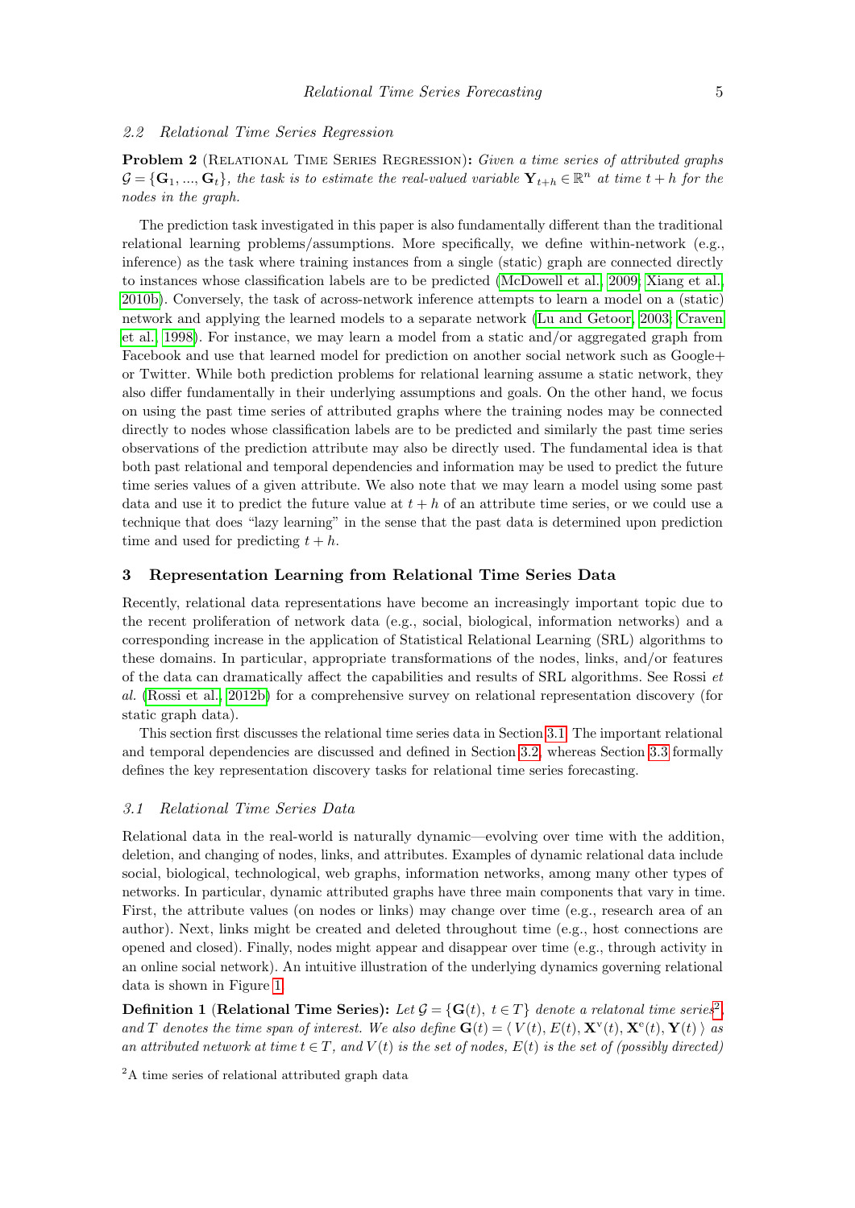### 2.2 Relational Time Series Regression

**Problem 2** (Relational Time Series Regression)**:** *Given a time series of attributed graphs $\mathcal{G} = \{\mathbf{G}_1, ..., \mathbf{G}_t\}$, the task is to estimate the real-valued variable $\mathbf{Y}_{t+h} \in \mathbb{R}^n$ at time $t+h$ for the nodes in the graph.*

The prediction task investigated in this paper is also fundamentally different than the traditional relational learning problems/assumptions. More specifically, we define within-network (e.g., inference) as the task where training instances from a single (static) graph are connected directly to instances whose classification labels are to be predicted (McDowell et al., 2009; Xiang et al., 2010b). Conversely, the task of across-network inference attempts to learn a model on a (static) network and applying the learned models to a separate network (Lu and Getoor, 2003; Craven et al., 1998). For instance, we may learn a model from a static and/or aggregated graph from Facebook and use that learned model for prediction on another social network such as Google+ or Twitter. While both prediction problems for relational learning assume a static network, they also differ fundamentally in their underlying assumptions and goals. On the other hand, we focus on using the past time series of attributed graphs where the training nodes may be connected directly to nodes whose classification labels are to be predicted and similarly the past time series observations of the prediction attribute may also be directly used. The fundamental idea is that both past relational and temporal dependencies and information may be used to predict the future time series values of a given attribute. We also note that we may learn a model using some past data and use it to predict the future value at $t+h$ of an attribute time series, or we could use a technique that does "lazy learning" in the sense that the past data is determined upon prediction time and used for predicting $t+h$.

## 3 Representation Learning from Relational Time Series Data

Recently, relational data representations have become an increasingly important topic due to the recent proliferation of network data (e.g., social, biological, information networks) and a corresponding increase in the application of Statistical Relational Learning (SRL) algorithms to these domains. In particular, appropriate transformations of the nodes, links, and/or features of the data can dramatically affect the capabilities and results of SRL algorithms. See Rossi *et al.* (Rossi et al., 2012b) for a comprehensive survey on relational representation discovery (for static graph data).

This section first discusses the relational time series data in Section 3.1. The important relational and temporal dependencies are discussed and defined in Section 3.2, whereas Section 3.3 formally defines the key representation discovery tasks for relational time series forecasting.

### 3.1 Relational Time Series Data

Relational data in the real-world is naturally dynamic—evolving over time with the addition, deletion, and changing of nodes, links, and attributes. Examples of dynamic relational data include social, biological, technological, web graphs, information networks, among many other types of networks. In particular, dynamic attributed graphs have three main components that vary in time. First, the attribute values (on nodes or links) may change over time (e.g., research area of an author). Next, links might be created and deleted throughout time (e.g., host connections are opened and closed). Finally, nodes might appear and disappear over time (e.g., through activity in an online social network). An intuitive illustration of the underlying dynamics governing relational data is shown in Figure 1.

**Definition 1** (**Relational Time Series**)**:** *Let $\mathcal{G} = \{\mathbf{G}(t),\ t \in T\}$ denote a relatonal time series*[2]*, and $T$ denotes the time span of interest. We also define $\mathbf{G}(t) = \langle\, V(t), E(t), \mathbf{X}^{\mathrm{v}}(t), \mathbf{X}^{\mathrm{e}}(t), \mathbf{Y}(t)\,\rangle$ as an attributed network at time $t \in T$, and $V(t)$ is the set of nodes, $E(t)$ is the set of (possibly directed)*

[2] A time series of relational attributed graph data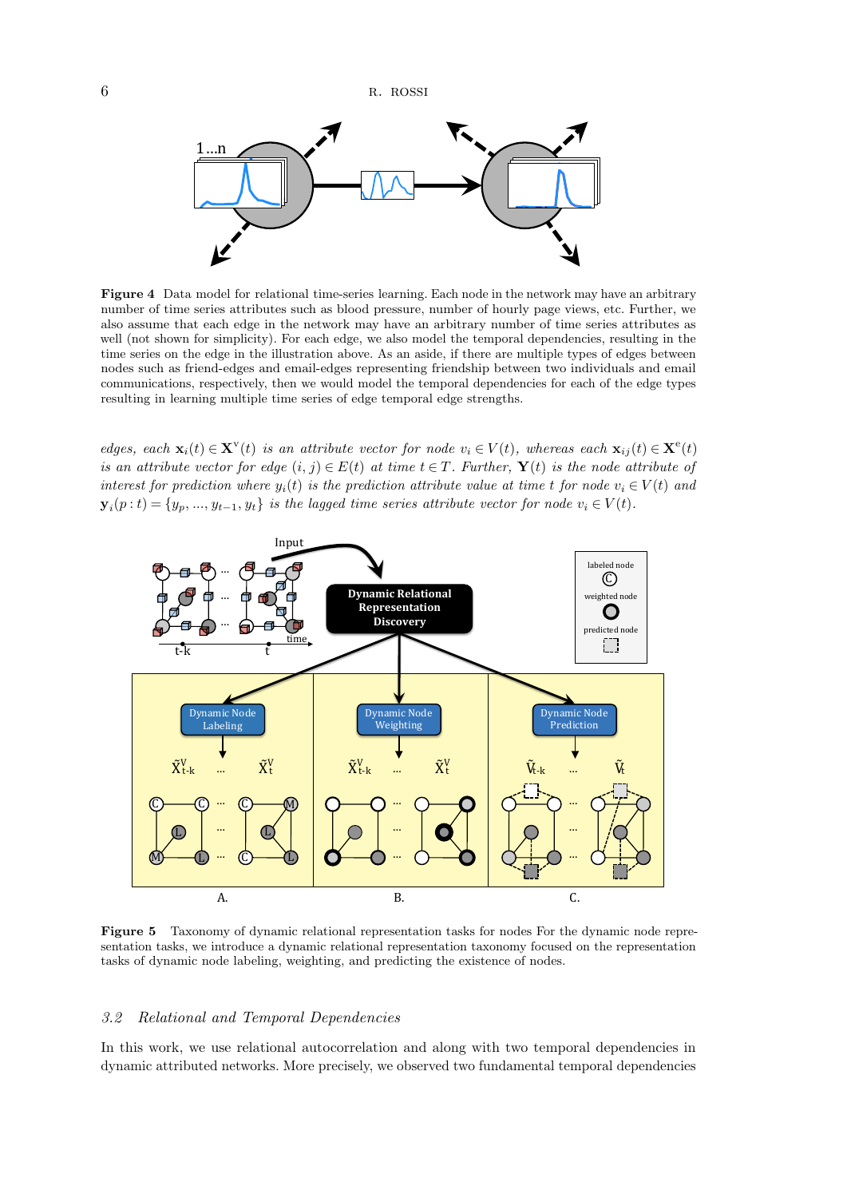**Figure 4** Data model for relational time-series learning. Each node in the network may have an arbitrary number of time series attributes such as blood pressure, number of hourly page views, etc. Further, we also assume that each edge in the network may have an arbitrary number of time series attributes as well (not shown for simplicity). For each edge, we also model the temporal dependencies, resulting in the time series on the edge in the illustration above. As an aside, if there are multiple types of edges between nodes such as friend-edges and email-edges representing friendship between two individuals and email communications, respectively, then we would model the temporal dependencies for each of the edge types resulting in learning multiple time series of edge temporal edge strengths.

*edges, each* $\mathbf{x}_i(t) \in \mathbf{X}^{\mathrm{v}}(t)$ *is an attribute vector for node* $v_i \in V(t)$*, whereas each* $\mathbf{x}_{ij}(t) \in \mathbf{X}^{\mathrm{e}}(t)$ *is an attribute vector for edge* $(i,j) \in E(t)$ *at time* $t \in T$*. Further,* $\mathbf{Y}(t)$ *is the node attribute of interest for prediction where* $y_i(t)$ *is the prediction attribute value at time* $t$ *for node* $v_i \in V(t)$ *and* $\mathbf{y}_i(p:t) = \{y_p, ..., y_{t-1}, y_t\}$ *is the lagged time series attribute vector for node* $v_i \in V(t)$*.*

**Figure 5** Taxonomy of dynamic relational representation tasks for nodes For the dynamic node representation tasks, we introduce a dynamic relational representation taxonomy focused on the representation tasks of dynamic node labeling, weighting, and predicting the existence of nodes.

### *3.2 Relational and Temporal Dependencies*

In this work, we use relational autocorrelation and along with two temporal dependencies in dynamic attributed networks. More precisely, we observed two fundamental temporal dependencies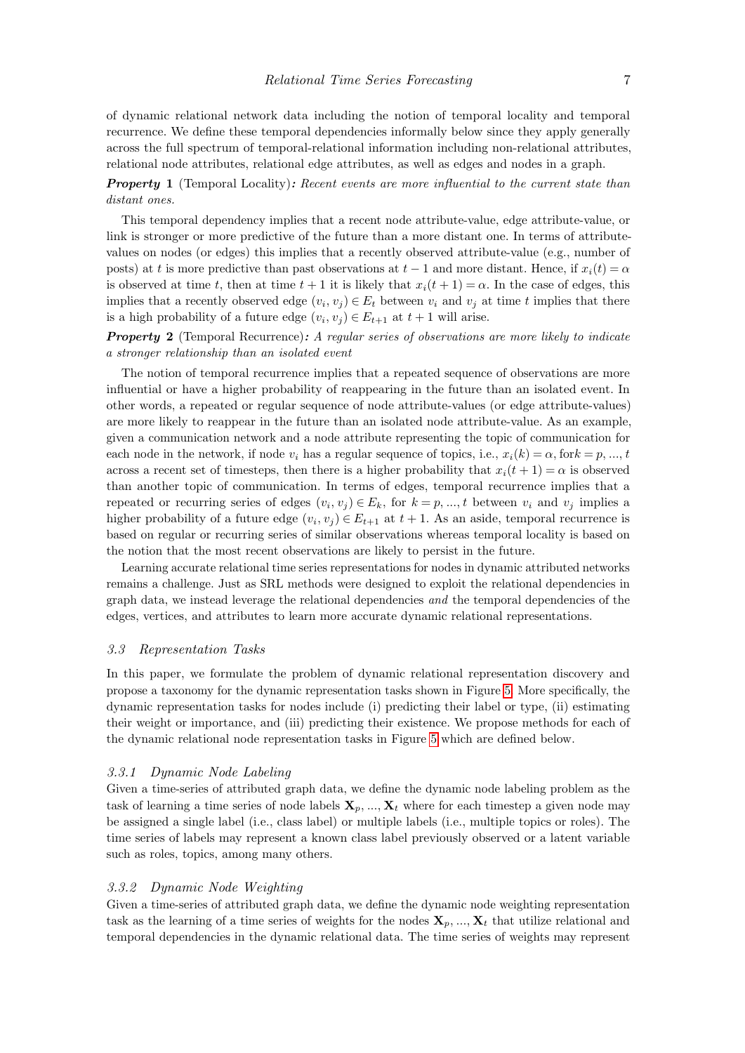of dynamic relational network data including the notion of temporal locality and temporal recurrence. We define these temporal dependencies informally below since they apply generally across the full spectrum of temporal-relational information including non-relational attributes, relational node attributes, relational edge attributes, as well as edges and nodes in a graph.

***Property* 1** (Temporal Locality)*: Recent events are more influential to the current state than distant ones.*

This temporal dependency implies that a recent node attribute-value, edge attribute-value, or link is stronger or more predictive of the future than a more distant one. In terms of attribute-values on nodes (or edges) this implies that a recently observed attribute-value (e.g., number of posts) at $t$ is more predictive than past observations at $t-1$ and more distant. Hence, if $x_i(t) = \alpha$ is observed at time $t$, then at time $t+1$ it is likely that $x_i(t+1) = \alpha$. In the case of edges, this implies that a recently observed edge $(v_i, v_j) \in E_t$ between $v_i$ and $v_j$ at time $t$ implies that there is a high probability of a future edge $(v_i, v_j) \in E_{t+1}$ at $t+1$ will arise.

***Property* 2** (Temporal Recurrence)*: A regular series of observations are more likely to indicate a stronger relationship than an isolated event*

The notion of temporal recurrence implies that a repeated sequence of observations are more influential or have a higher probability of reappearing in the future than an isolated event. In other words, a repeated or regular sequence of node attribute-values (or edge attribute-values) are more likely to reappear in the future than an isolated node attribute-value. As an example, given a communication network and a node attribute representing the topic of communication for each node in the network, if node $v_i$ has a regular sequence of topics, i.e., $x_i(k) = \alpha, \text{for} k = p, ..., t$ across a recent set of timesteps, then there is a higher probability that $x_i(t+1) = \alpha$ is observed than another topic of communication. In terms of edges, temporal recurrence implies that a repeated or recurring series of edges $(v_i, v_j) \in E_k$, for $k = p, ..., t$ between $v_i$ and $v_j$ implies a higher probability of a future edge $(v_i, v_j) \in E_{t+1}$ at $t+1$. As an aside, temporal recurrence is based on regular or recurring series of similar observations whereas temporal locality is based on the notion that the most recent observations are likely to persist in the future.

Learning accurate relational time series representations for nodes in dynamic attributed networks remains a challenge. Just as SRL methods were designed to exploit the relational dependencies in graph data, we instead leverage the relational dependencies *and* the temporal dependencies of the edges, vertices, and attributes to learn more accurate dynamic relational representations.

### *3.3 Representation Tasks*

In this paper, we formulate the problem of dynamic relational representation discovery and propose a taxonomy for the dynamic representation tasks shown in Figure 5. More specifically, the dynamic representation tasks for nodes include (i) predicting their label or type, (ii) estimating their weight or importance, and (iii) predicting their existence. We propose methods for each of the dynamic relational node representation tasks in Figure 5 which are defined below.

#### *3.3.1 Dynamic Node Labeling*

Given a time-series of attributed graph data, we define the dynamic node labeling problem as the task of learning a time series of node labels $\mathbf{X}_p, ..., \mathbf{X}_t$ where for each timestep a given node may be assigned a single label (i.e., class label) or multiple labels (i.e., multiple topics or roles). The time series of labels may represent a known class label previously observed or a latent variable such as roles, topics, among many others.

#### *3.3.2 Dynamic Node Weighting*

Given a time-series of attributed graph data, we define the dynamic node weighting representation task as the learning of a time series of weights for the nodes $\mathbf{X}_p, ..., \mathbf{X}_t$ that utilize relational and temporal dependencies in the dynamic relational data. The time series of weights may represent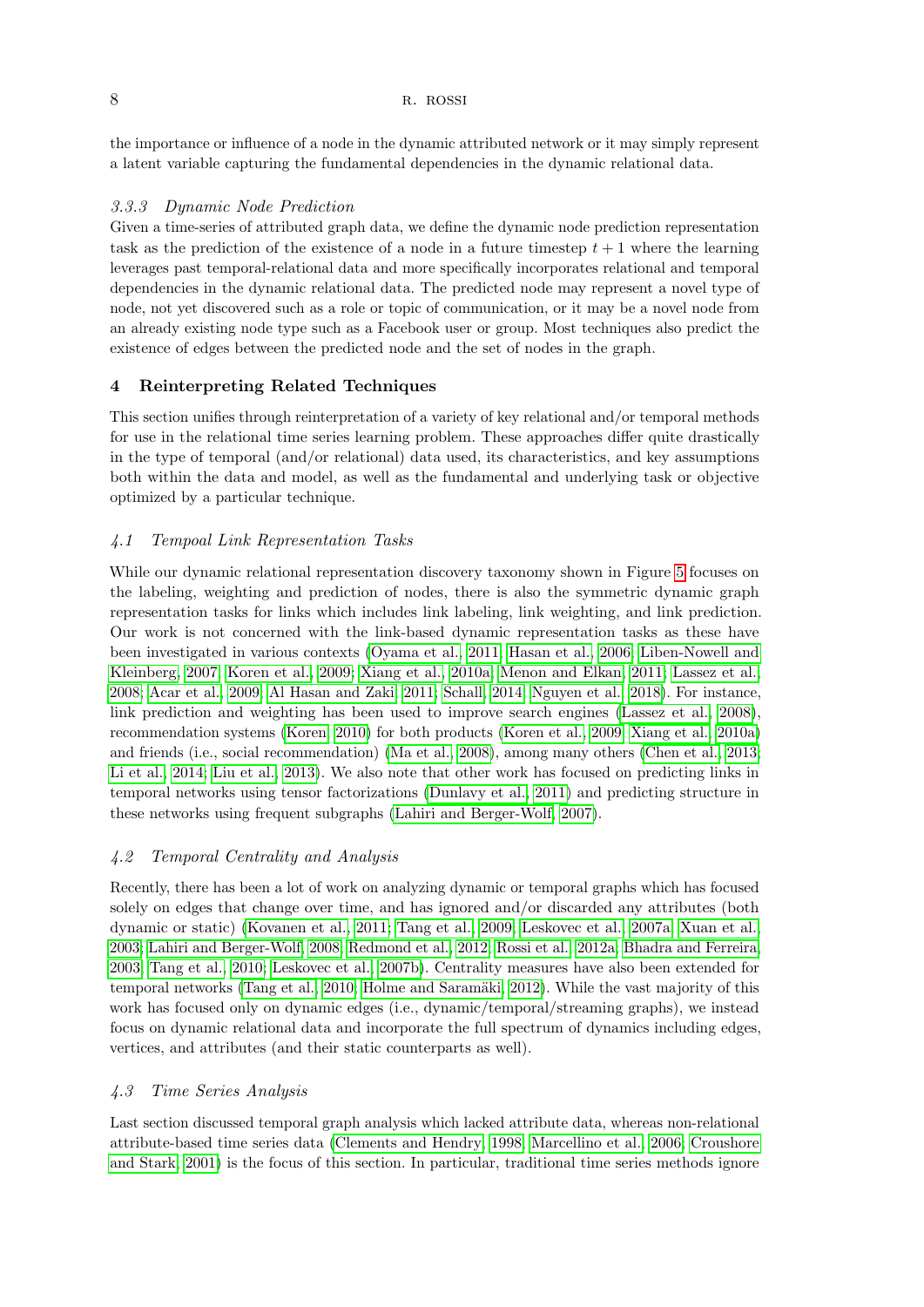the importance or influence of a node in the dynamic attributed network or it may simply represent a latent variable capturing the fundamental dependencies in the dynamic relational data.

### 3.3.3 Dynamic Node Prediction

Given a time-series of attributed graph data, we define the dynamic node prediction representation task as the prediction of the existence of a node in a future timestep $t + 1$ where the learning leverages past temporal-relational data and more specifically incorporates relational and temporal dependencies in the dynamic relational data. The predicted node may represent a novel type of node, not yet discovered such as a role or topic of communication, or it may be a novel node from an already existing node type such as a Facebook user or group. Most techniques also predict the existence of edges between the predicted node and the set of nodes in the graph.

## 4 Reinterpreting Related Techniques

This section unifies through reinterpretation of a variety of key relational and/or temporal methods for use in the relational time series learning problem. These approaches differ quite drastically in the type of temporal (and/or relational) data used, its characteristics, and key assumptions both within the data and model, as well as the fundamental and underlying task or objective optimized by a particular technique.

### 4.1 Tempoal Link Representation Tasks

While our dynamic relational representation discovery taxonomy shown in Figure 5 focuses on the labeling, weighting and prediction of nodes, there is also the symmetric dynamic graph representation tasks for links which includes link labeling, link weighting, and link prediction. Our work is not concerned with the link-based dynamic representation tasks as these have been investigated in various contexts (Oyama et al., 2011; Hasan et al., 2006; Liben-Nowell and Kleinberg, 2007; Koren et al., 2009; Xiang et al., 2010a; Menon and Elkan, 2011; Lassez et al., 2008; Acar et al., 2009; Al Hasan and Zaki, 2011; Schall, 2014; Nguyen et al., 2018). For instance, link prediction and weighting has been used to improve search engines (Lassez et al., 2008), recommendation systems (Koren, 2010) for both products (Koren et al., 2009; Xiang et al., 2010a) and friends (i.e., social recommendation) (Ma et al., 2008), among many others (Chen et al., 2013; Li et al., 2014; Liu et al., 2013). We also note that other work has focused on predicting links in temporal networks using tensor factorizations (Dunlavy et al., 2011) and predicting structure in these networks using frequent subgraphs (Lahiri and Berger-Wolf, 2007).

### 4.2 Temporal Centrality and Analysis

Recently, there has been a lot of work on analyzing dynamic or temporal graphs which has focused solely on edges that change over time, and has ignored and/or discarded any attributes (both dynamic or static) (Kovanen et al., 2011; Tang et al., 2009; Leskovec et al., 2007a; Xuan et al., 2003; Lahiri and Berger-Wolf, 2008; Redmond et al., 2012; Rossi et al., 2012a; Bhadra and Ferreira, 2003; Tang et al., 2010; Leskovec et al., 2007b). Centrality measures have also been extended for temporal networks (Tang et al., 2010; Holme and Saramäki, 2012). While the vast majority of this work has focused only on dynamic edges (i.e., dynamic/temporal/streaming graphs), we instead focus on dynamic relational data and incorporate the full spectrum of dynamics including edges, vertices, and attributes (and their static counterparts as well).

### 4.3 Time Series Analysis

Last section discussed temporal graph analysis which lacked attribute data, whereas non-relational attribute-based time series data (Clements and Hendry, 1998; Marcellino et al., 2006; Croushore and Stark, 2001) is the focus of this section. In particular, traditional time series methods ignore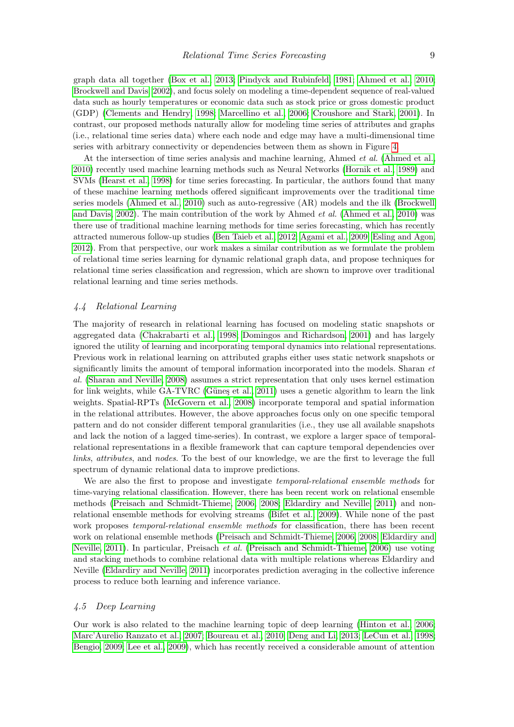graph data all together (Box et al., 2013; Pindyck and Rubinfeld, 1981; Ahmed et al., 2010; Brockwell and Davis, 2002), and focus solely on modeling a time-dependent sequence of real-valued data such as hourly temperatures or economic data such as stock price or gross domestic product (GDP) (Clements and Hendry, 1998; Marcellino et al., 2006; Croushore and Stark, 2001). In contrast, our proposed methods naturally allow for modeling time series of attributes and graphs (i.e., relational time series data) where each node and edge may have a multi-dimensional time series with arbitrary connectivity or dependencies between them as shown in Figure 4.

At the intersection of time series analysis and machine learning, Ahmed *et al.* (Ahmed et al., 2010) recently used machine learning methods such as Neural Networks (Hornik et al., 1989) and SVMs (Hearst et al., 1998) for time series forecasting. In particular, the authors found that many of these machine learning methods offered significant improvements over the traditional time series models (Ahmed et al., 2010) such as auto-regressive (AR) models and the ilk (Brockwell and Davis, 2002). The main contribution of the work by Ahmed *et al.* (Ahmed et al., 2010) was there use of traditional machine learning methods for time series forecasting, which has recently attracted numerous follow-up studies (Ben Taieb et al., 2012; Agami et al., 2009; Esling and Agon, 2012). From that perspective, our work makes a similar contribution as we formulate the problem of relational time series learning for dynamic relational graph data, and propose techniques for relational time series classification and regression, which are shown to improve over traditional relational learning and time series methods.

### *4.4 Relational Learning*

The majority of research in relational learning has focused on modeling static snapshots or aggregated data (Chakrabarti et al., 1998; Domingos and Richardson, 2001) and has largely ignored the utility of learning and incorporating temporal dynamics into relational representations. Previous work in relational learning on attributed graphs either uses static network snapshots or significantly limits the amount of temporal information incorporated into the models. Sharan *et al.* (Sharan and Neville, 2008) assumes a strict representation that only uses kernel estimation for link weights, while GA-TVRC (Güneş et al., 2011) uses a genetic algorithm to learn the link weights. Spatial-RPTs (McGovern et al., 2008) incorporate temporal and spatial information in the relational attributes. However, the above approaches focus only on one specific temporal pattern and do not consider different temporal granularities (i.e., they use all available snapshots and lack the notion of a lagged time-series). In contrast, we explore a larger space of temporal-relational representations in a flexible framework that can capture temporal dependencies over *links*, *attributes*, and *nodes*. To the best of our knowledge, we are the first to leverage the full spectrum of dynamic relational data to improve predictions.

We are also the first to propose and investigate *temporal-relational ensemble methods* for time-varying relational classification. However, there has been recent work on relational ensemble methods (Preisach and Schmidt-Thieme, 2006, 2008; Eldardiry and Neville, 2011) and non-relational ensemble methods for evolving streams (Bifet et al., 2009). While none of the past work proposes *temporal-relational ensemble methods* for classification, there has been recent work on relational ensemble methods (Preisach and Schmidt-Thieme, 2006, 2008; Eldardiry and Neville, 2011). In particular, Preisach *et al.* (Preisach and Schmidt-Thieme, 2006) use voting and stacking methods to combine relational data with multiple relations whereas Eldardiry and Neville (Eldardiry and Neville, 2011) incorporates prediction averaging in the collective inference process to reduce both learning and inference variance.

### *4.5 Deep Learning*

Our work is also related to the machine learning topic of deep learning (Hinton et al., 2006; Marc'Aurelio Ranzato et al., 2007; Boureau et al., 2010; Deng and Li, 2013; LeCun et al., 1998; Bengio, 2009; Lee et al., 2009), which has recently received a considerable amount of attention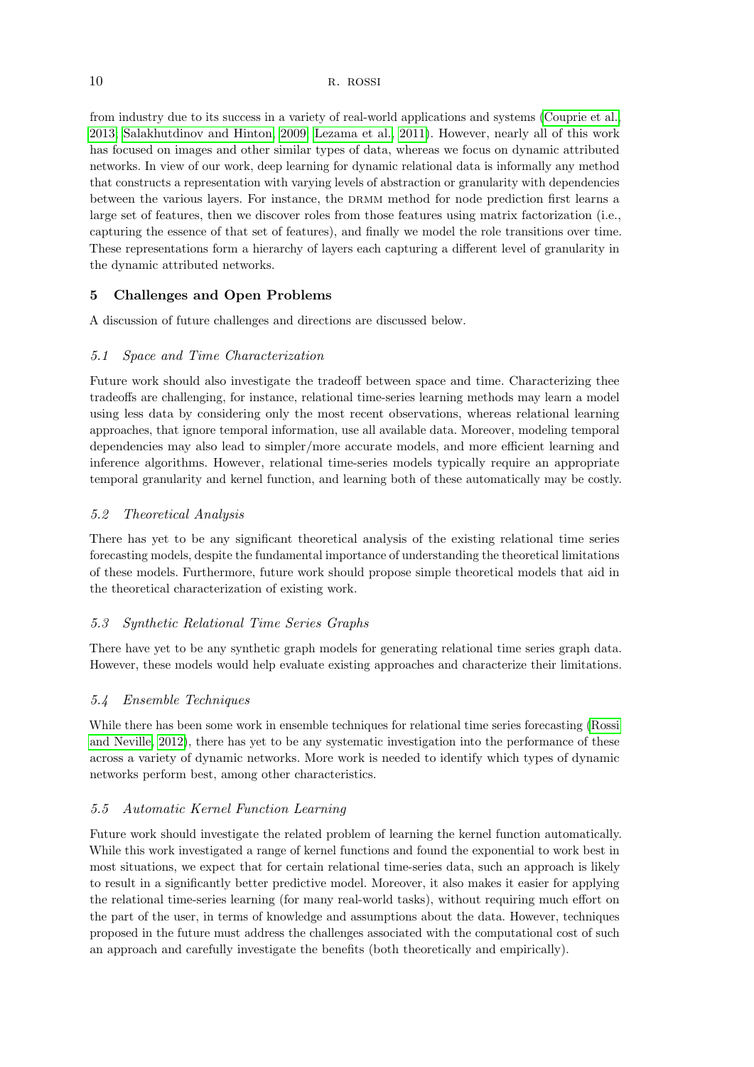from industry due to its success in a variety of real-world applications and systems (Couprie et al., 2013; Salakhutdinov and Hinton, 2009; Lezama et al., 2011). However, nearly all of this work has focused on images and other similar types of data, whereas we focus on dynamic attributed networks. In view of our work, deep learning for dynamic relational data is informally any method that constructs a representation with varying levels of abstraction or granularity with dependencies between the various layers. For instance, the DRMM method for node prediction first learns a large set of features, then we discover roles from those features using matrix factorization (i.e., capturing the essence of that set of features), and finally we model the role transitions over time. These representations form a hierarchy of layers each capturing a different level of granularity in the dynamic attributed networks.

## 5 Challenges and Open Problems

A discussion of future challenges and directions are discussed below.

### *5.1 Space and Time Characterization*

Future work should also investigate the tradeoff between space and time. Characterizing thee tradeoffs are challenging, for instance, relational time-series learning methods may learn a model using less data by considering only the most recent observations, whereas relational learning approaches, that ignore temporal information, use all available data. Moreover, modeling temporal dependencies may also lead to simpler/more accurate models, and more efficient learning and inference algorithms. However, relational time-series models typically require an appropriate temporal granularity and kernel function, and learning both of these automatically may be costly.

### *5.2 Theoretical Analysis*

There has yet to be any significant theoretical analysis of the existing relational time series forecasting models, despite the fundamental importance of understanding the theoretical limitations of these models. Furthermore, future work should propose simple theoretical models that aid in the theoretical characterization of existing work.

### *5.3 Synthetic Relational Time Series Graphs*

There have yet to be any synthetic graph models for generating relational time series graph data. However, these models would help evaluate existing approaches and characterize their limitations.

### *5.4 Ensemble Techniques*

While there has been some work in ensemble techniques for relational time series forecasting (Rossi and Neville, 2012), there has yet to be any systematic investigation into the performance of these across a variety of dynamic networks. More work is needed to identify which types of dynamic networks perform best, among other characteristics.

### *5.5 Automatic Kernel Function Learning*

Future work should investigate the related problem of learning the kernel function automatically. While this work investigated a range of kernel functions and found the exponential to work best in most situations, we expect that for certain relational time-series data, such an approach is likely to result in a significantly better predictive model. Moreover, it also makes it easier for applying the relational time-series learning (for many real-world tasks), without requiring much effort on the part of the user, in terms of knowledge and assumptions about the data. However, techniques proposed in the future must address the challenges associated with the computational cost of such an approach and carefully investigate the benefits (both theoretically and empirically).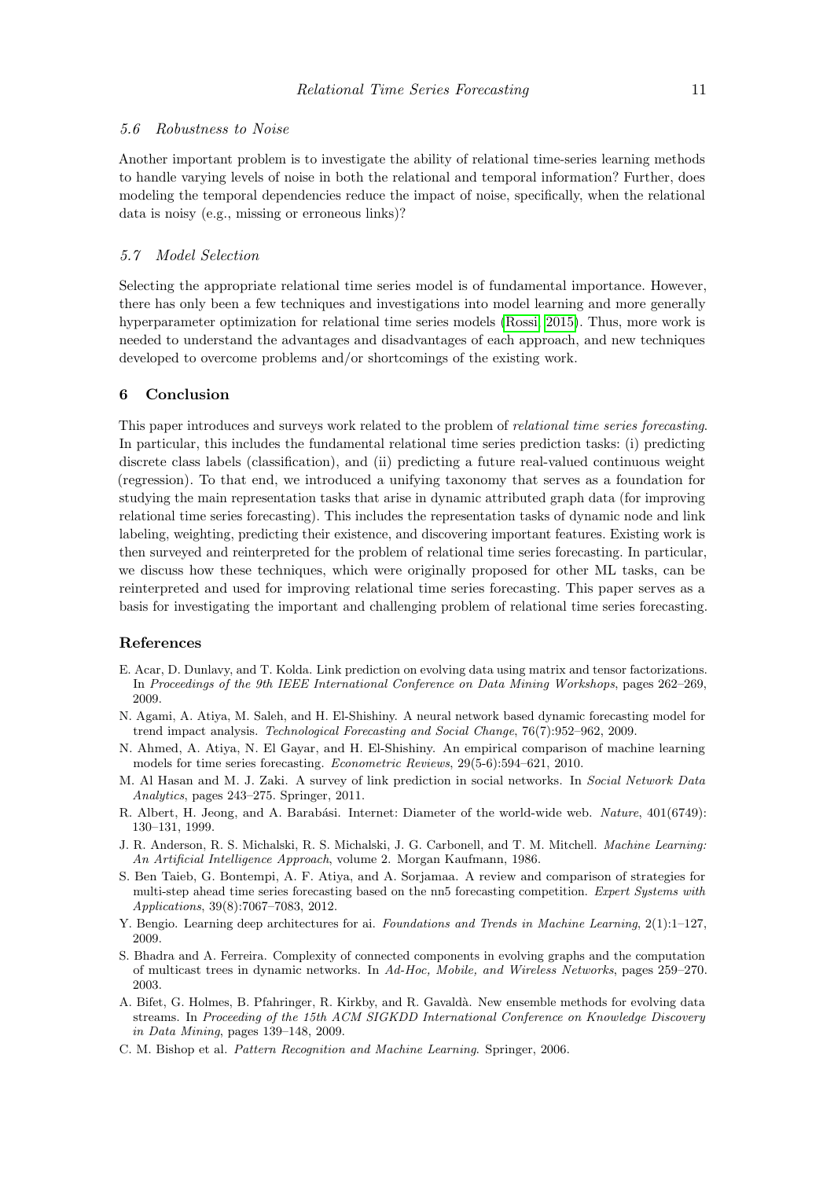### 5.6 Robustness to Noise

Another important problem is to investigate the ability of relational time-series learning methods to handle varying levels of noise in both the relational and temporal information? Further, does modeling the temporal dependencies reduce the impact of noise, specifically, when the relational data is noisy (e.g., missing or erroneous links)?

### 5.7 Model Selection

Selecting the appropriate relational time series model is of fundamental importance. However, there has only been a few techniques and investigations into model learning and more generally hyperparameter optimization for relational time series models (Rossi, 2015). Thus, more work is needed to understand the advantages and disadvantages of each approach, and new techniques developed to overcome problems and/or shortcomings of the existing work.

## 6 Conclusion

This paper introduces and surveys work related to the problem of *relational time series forecasting*. In particular, this includes the fundamental relational time series prediction tasks: (i) predicting discrete class labels (classification), and (ii) predicting a future real-valued continuous weight (regression). To that end, we introduced a unifying taxonomy that serves as a foundation for studying the main representation tasks that arise in dynamic attributed graph data (for improving relational time series forecasting). This includes the representation tasks of dynamic node and link labeling, weighting, predicting their existence, and discovering important features. Existing work is then surveyed and reinterpreted for the problem of relational time series forecasting. In particular, we discuss how these techniques, which were originally proposed for other ML tasks, can be reinterpreted and used for improving relational time series forecasting. This paper serves as a basis for investigating the important and challenging problem of relational time series forecasting.

## References

E. Acar, D. Dunlavy, and T. Kolda. Link prediction on evolving data using matrix and tensor factorizations. In *Proceedings of the 9th IEEE International Conference on Data Mining Workshops*, pages 262–269, 2009.

N. Agami, A. Atiya, M. Saleh, and H. El-Shishiny. A neural network based dynamic forecasting model for trend impact analysis. *Technological Forecasting and Social Change*, 76(7):952–962, 2009.

N. Ahmed, A. Atiya, N. El Gayar, and H. El-Shishiny. An empirical comparison of machine learning models for time series forecasting. *Econometric Reviews*, 29(5-6):594–621, 2010.

M. Al Hasan and M. J. Zaki. A survey of link prediction in social networks. In *Social Network Data Analytics*, pages 243–275. Springer, 2011.

R. Albert, H. Jeong, and A. Barabási. Internet: Diameter of the world-wide web. *Nature*, 401(6749): 130–131, 1999.

J. R. Anderson, R. S. Michalski, R. S. Michalski, J. G. Carbonell, and T. M. Mitchell. *Machine Learning: An Artificial Intelligence Approach*, volume 2. Morgan Kaufmann, 1986.

S. Ben Taieb, G. Bontempi, A. F. Atiya, and A. Sorjamaa. A review and comparison of strategies for multi-step ahead time series forecasting based on the nn5 forecasting competition. *Expert Systems with Applications*, 39(8):7067–7083, 2012.

Y. Bengio. Learning deep architectures for ai. *Foundations and Trends in Machine Learning*, 2(1):1–127, 2009.

S. Bhadra and A. Ferreira. Complexity of connected components in evolving graphs and the computation of multicast trees in dynamic networks. In *Ad-Hoc, Mobile, and Wireless Networks*, pages 259–270. 2003.

A. Bifet, G. Holmes, B. Pfahringer, R. Kirkby, and R. Gavaldà. New ensemble methods for evolving data streams. In *Proceeding of the 15th ACM SIGKDD International Conference on Knowledge Discovery in Data Mining*, pages 139–148, 2009.

C. M. Bishop et al. *Pattern Recognition and Machine Learning*. Springer, 2006.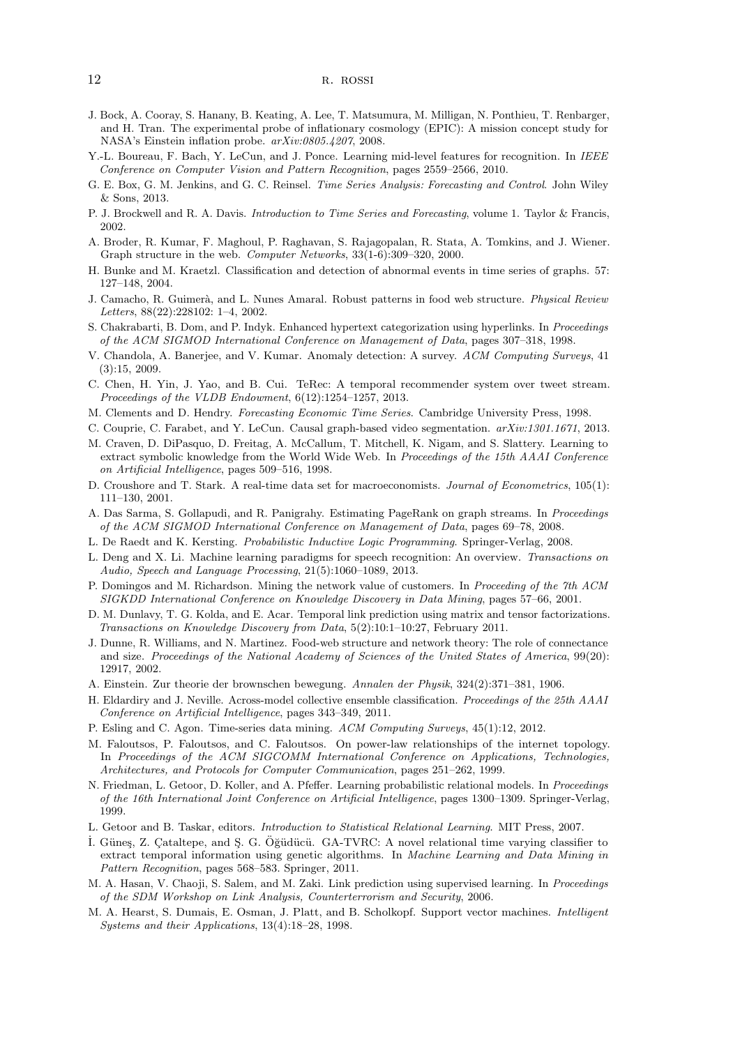J. Bock, A. Cooray, S. Hanany, B. Keating, A. Lee, T. Matsumura, M. Milligan, N. Ponthieu, T. Renbarger, and H. Tran. The experimental probe of inflationary cosmology (EPIC): A mission concept study for NASA's Einstein inflation probe. *arXiv:0805.4207*, 2008.

Y.-L. Boureau, F. Bach, Y. LeCun, and J. Ponce. Learning mid-level features for recognition. In *IEEE Conference on Computer Vision and Pattern Recognition*, pages 2559–2566, 2010.

G. E. Box, G. M. Jenkins, and G. C. Reinsel. *Time Series Analysis: Forecasting and Control*. John Wiley & Sons, 2013.

P. J. Brockwell and R. A. Davis. *Introduction to Time Series and Forecasting*, volume 1. Taylor & Francis, 2002.

A. Broder, R. Kumar, F. Maghoul, P. Raghavan, S. Rajagopalan, R. Stata, A. Tomkins, and J. Wiener. Graph structure in the web. *Computer Networks*, 33(1-6):309–320, 2000.

H. Bunke and M. Kraetzl. Classification and detection of abnormal events in time series of graphs. 57: 127–148, 2004.

J. Camacho, R. Guimerà, and L. Nunes Amaral. Robust patterns in food web structure. *Physical Review Letters*, 88(22):228102: 1–4, 2002.

S. Chakrabarti, B. Dom, and P. Indyk. Enhanced hypertext categorization using hyperlinks. In *Proceedings of the ACM SIGMOD International Conference on Management of Data*, pages 307–318, 1998.

V. Chandola, A. Banerjee, and V. Kumar. Anomaly detection: A survey. *ACM Computing Surveys*, 41 (3):15, 2009.

C. Chen, H. Yin, J. Yao, and B. Cui. TeRec: A temporal recommender system over tweet stream. *Proceedings of the VLDB Endowment*, 6(12):1254–1257, 2013.

M. Clements and D. Hendry. *Forecasting Economic Time Series*. Cambridge University Press, 1998.

C. Couprie, C. Farabet, and Y. LeCun. Causal graph-based video segmentation. *arXiv:1301.1671*, 2013.

M. Craven, D. DiPasquo, D. Freitag, A. McCallum, T. Mitchell, K. Nigam, and S. Slattery. Learning to extract symbolic knowledge from the World Wide Web. In *Proceedings of the 15th AAAI Conference on Artificial Intelligence*, pages 509–516, 1998.

D. Croushore and T. Stark. A real-time data set for macroeconomists. *Journal of Econometrics*, 105(1): 111–130, 2001.

A. Das Sarma, S. Gollapudi, and R. Panigrahy. Estimating PageRank on graph streams. In *Proceedings of the ACM SIGMOD International Conference on Management of Data*, pages 69–78, 2008.

L. De Raedt and K. Kersting. *Probabilistic Inductive Logic Programming*. Springer-Verlag, 2008.

L. Deng and X. Li. Machine learning paradigms for speech recognition: An overview. *Transactions on Audio, Speech and Language Processing*, 21(5):1060–1089, 2013.

P. Domingos and M. Richardson. Mining the network value of customers. In *Proceeding of the 7th ACM SIGKDD International Conference on Knowledge Discovery in Data Mining*, pages 57–66, 2001.

D. M. Dunlavy, T. G. Kolda, and E. Acar. Temporal link prediction using matrix and tensor factorizations. *Transactions on Knowledge Discovery from Data*, 5(2):10:1–10:27, February 2011.

J. Dunne, R. Williams, and N. Martinez. Food-web structure and network theory: The role of connectance and size. *Proceedings of the National Academy of Sciences of the United States of America*, 99(20): 12917, 2002.

A. Einstein. Zur theorie der brownschen bewegung. *Annalen der Physik*, 324(2):371–381, 1906.

H. Eldardiry and J. Neville. Across-model collective ensemble classification. *Proceedings of the 25th AAAI Conference on Artificial Intelligence*, pages 343–349, 2011.

P. Esling and C. Agon. Time-series data mining. *ACM Computing Surveys*, 45(1):12, 2012.

M. Faloutsos, P. Faloutsos, and C. Faloutsos. On power-law relationships of the internet topology. In *Proceedings of the ACM SIGCOMM International Conference on Applications, Technologies, Architectures, and Protocols for Computer Communication*, pages 251–262, 1999.

N. Friedman, L. Getoor, D. Koller, and A. Pfeffer. Learning probabilistic relational models. In *Proceedings of the 16th International Joint Conference on Artificial Intelligence*, pages 1300–1309. Springer-Verlag, 1999.

L. Getoor and B. Taskar, editors. *Introduction to Statistical Relational Learning*. MIT Press, 2007.

İ. Güneş, Z. Çataltepe, and Ş. G. Öğüdücü. GA-TVRC: A novel relational time varying classifier to extract temporal information using genetic algorithms. In *Machine Learning and Data Mining in Pattern Recognition*, pages 568–583. Springer, 2011.

M. A. Hasan, V. Chaoji, S. Salem, and M. Zaki. Link prediction using supervised learning. In *Proceedings of the SDM Workshop on Link Analysis, Counterterrorism and Security*, 2006.

M. A. Hearst, S. Dumais, E. Osman, J. Platt, and B. Scholkopf. Support vector machines. *Intelligent Systems and their Applications*, 13(4):18–28, 1998.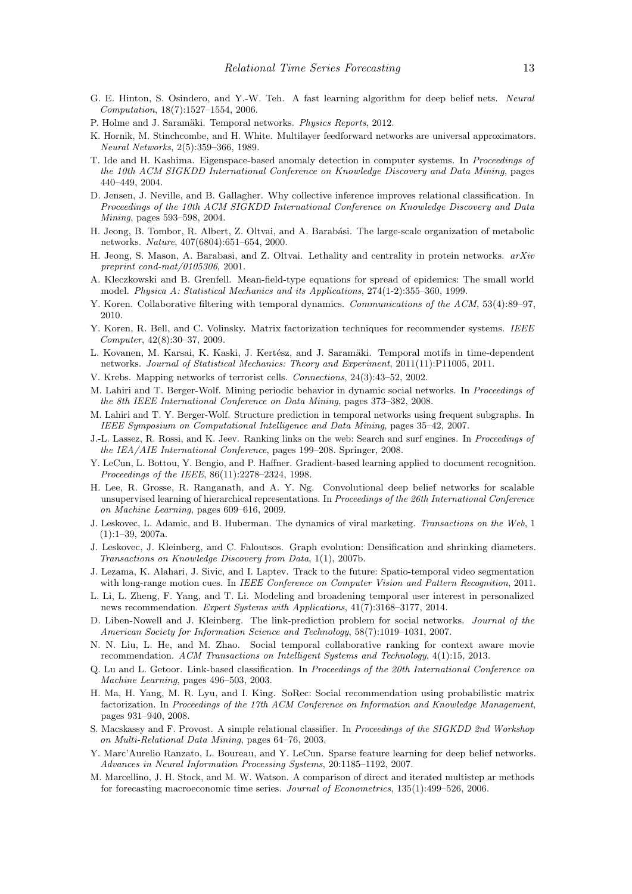G. E. Hinton, S. Osindero, and Y.-W. Teh. A fast learning algorithm for deep belief nets. *Neural Computation*, 18(7):1527–1554, 2006.

P. Holme and J. Saramäki. Temporal networks. *Physics Reports*, 2012.

K. Hornik, M. Stinchcombe, and H. White. Multilayer feedforward networks are universal approximators. *Neural Networks*, 2(5):359–366, 1989.

T. Ide and H. Kashima. Eigenspace-based anomaly detection in computer systems. In *Proceedings of the 10th ACM SIGKDD International Conference on Knowledge Discovery and Data Mining*, pages 440–449, 2004.

D. Jensen, J. Neville, and B. Gallagher. Why collective inference improves relational classification. In *Proceedings of the 10th ACM SIGKDD International Conference on Knowledge Discovery and Data Mining*, pages 593–598, 2004.

H. Jeong, B. Tombor, R. Albert, Z. Oltvai, and A. Barabási. The large-scale organization of metabolic networks. *Nature*, 407(6804):651–654, 2000.

H. Jeong, S. Mason, A. Barabasi, and Z. Oltvai. Lethality and centrality in protein networks. *arXiv preprint cond-mat/0105306*, 2001.

A. Kleczkowski and B. Grenfell. Mean-field-type equations for spread of epidemics: The small world model. *Physica A: Statistical Mechanics and its Applications*, 274(1-2):355–360, 1999.

Y. Koren. Collaborative filtering with temporal dynamics. *Communications of the ACM*, 53(4):89–97, 2010.

Y. Koren, R. Bell, and C. Volinsky. Matrix factorization techniques for recommender systems. *IEEE Computer*, 42(8):30–37, 2009.

L. Kovanen, M. Karsai, K. Kaski, J. Kertész, and J. Saramäki. Temporal motifs in time-dependent networks. *Journal of Statistical Mechanics: Theory and Experiment*, 2011(11):P11005, 2011.

V. Krebs. Mapping networks of terrorist cells. *Connections*, 24(3):43–52, 2002.

M. Lahiri and T. Berger-Wolf. Mining periodic behavior in dynamic social networks. In *Proceedings of the 8th IEEE International Conference on Data Mining*, pages 373–382, 2008.

M. Lahiri and T. Y. Berger-Wolf. Structure prediction in temporal networks using frequent subgraphs. In *IEEE Symposium on Computational Intelligence and Data Mining*, pages 35–42, 2007.

J.-L. Lassez, R. Rossi, and K. Jeev. Ranking links on the web: Search and surf engines. In *Proceedings of the IEA/AIE International Conference*, pages 199–208. Springer, 2008.

Y. LeCun, L. Bottou, Y. Bengio, and P. Haffner. Gradient-based learning applied to document recognition. *Proceedings of the IEEE*, 86(11):2278–2324, 1998.

H. Lee, R. Grosse, R. Ranganath, and A. Y. Ng. Convolutional deep belief networks for scalable unsupervised learning of hierarchical representations. In *Proceedings of the 26th International Conference on Machine Learning*, pages 609–616, 2009.

J. Leskovec, L. Adamic, and B. Huberman. The dynamics of viral marketing. *Transactions on the Web*, 1 (1):1–39, 2007a.

J. Leskovec, J. Kleinberg, and C. Faloutsos. Graph evolution: Densification and shrinking diameters. *Transactions on Knowledge Discovery from Data*, 1(1), 2007b.

J. Lezama, K. Alahari, J. Sivic, and I. Laptev. Track to the future: Spatio-temporal video segmentation with long-range motion cues. In *IEEE Conference on Computer Vision and Pattern Recognition*, 2011.

L. Li, L. Zheng, F. Yang, and T. Li. Modeling and broadening temporal user interest in personalized news recommendation. *Expert Systems with Applications*, 41(7):3168–3177, 2014.

D. Liben-Nowell and J. Kleinberg. The link-prediction problem for social networks. *Journal of the American Society for Information Science and Technology*, 58(7):1019–1031, 2007.

N. N. Liu, L. He, and M. Zhao. Social temporal collaborative ranking for context aware movie recommendation. *ACM Transactions on Intelligent Systems and Technology*, 4(1):15, 2013.

Q. Lu and L. Getoor. Link-based classification. In *Proceedings of the 20th International Conference on Machine Learning*, pages 496–503, 2003.

H. Ma, H. Yang, M. R. Lyu, and I. King. SoRec: Social recommendation using probabilistic matrix factorization. In *Proceedings of the 17th ACM Conference on Information and Knowledge Management*, pages 931–940, 2008.

S. Macskassy and F. Provost. A simple relational classifier. In *Proceedings of the SIGKDD 2nd Workshop on Multi-Relational Data Mining*, pages 64–76, 2003.

Y. Marc'Aurelio Ranzato, L. Boureau, and Y. LeCun. Sparse feature learning for deep belief networks. *Advances in Neural Information Processing Systems*, 20:1185–1192, 2007.

M. Marcellino, J. H. Stock, and M. W. Watson. A comparison of direct and iterated multistep ar methods for forecasting macroeconomic time series. *Journal of Econometrics*, 135(1):499–526, 2006.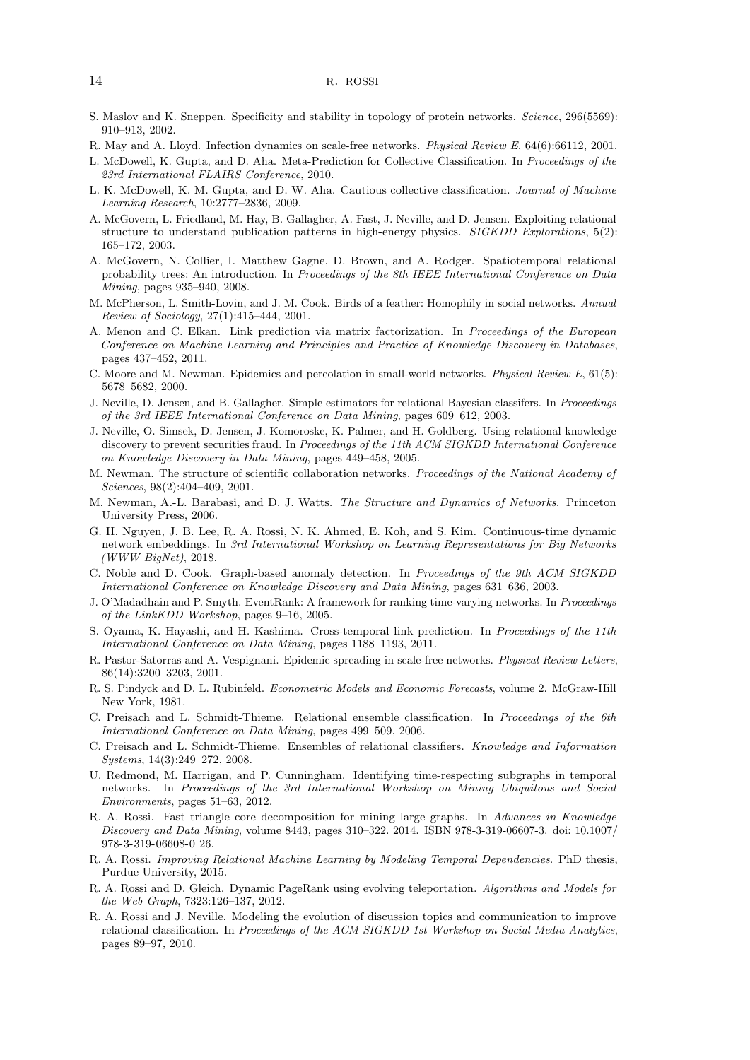S. Maslov and K. Sneppen. Specificity and stability in topology of protein networks. *Science*, 296(5569): 910–913, 2002.

R. May and A. Lloyd. Infection dynamics on scale-free networks. *Physical Review E*, 64(6):66112, 2001.

L. McDowell, K. Gupta, and D. Aha. Meta-Prediction for Collective Classification. In *Proceedings of the 23rd International FLAIRS Conference*, 2010.

L. K. McDowell, K. M. Gupta, and D. W. Aha. Cautious collective classification. *Journal of Machine Learning Research*, 10:2777–2836, 2009.

A. McGovern, L. Friedland, M. Hay, B. Gallagher, A. Fast, J. Neville, and D. Jensen. Exploiting relational structure to understand publication patterns in high-energy physics. *SIGKDD Explorations*, 5(2): 165–172, 2003.

A. McGovern, N. Collier, I. Matthew Gagne, D. Brown, and A. Rodger. Spatiotemporal relational probability trees: An introduction. In *Proceedings of the 8th IEEE International Conference on Data Mining*, pages 935–940, 2008.

M. McPherson, L. Smith-Lovin, and J. M. Cook. Birds of a feather: Homophily in social networks. *Annual Review of Sociology*, 27(1):415–444, 2001.

A. Menon and C. Elkan. Link prediction via matrix factorization. In *Proceedings of the European Conference on Machine Learning and Principles and Practice of Knowledge Discovery in Databases*, pages 437–452, 2011.

C. Moore and M. Newman. Epidemics and percolation in small-world networks. *Physical Review E*, 61(5): 5678–5682, 2000.

J. Neville, D. Jensen, and B. Gallagher. Simple estimators for relational Bayesian classifers. In *Proceedings of the 3rd IEEE International Conference on Data Mining*, pages 609–612, 2003.

J. Neville, O. Simsek, D. Jensen, J. Komoroske, K. Palmer, and H. Goldberg. Using relational knowledge discovery to prevent securities fraud. In *Proceedings of the 11th ACM SIGKDD International Conference on Knowledge Discovery in Data Mining*, pages 449–458, 2005.

M. Newman. The structure of scientific collaboration networks. *Proceedings of the National Academy of Sciences*, 98(2):404–409, 2001.

M. Newman, A.-L. Barabasi, and D. J. Watts. *The Structure and Dynamics of Networks*. Princeton University Press, 2006.

G. H. Nguyen, J. B. Lee, R. A. Rossi, N. K. Ahmed, E. Koh, and S. Kim. Continuous-time dynamic network embeddings. In *3rd International Workshop on Learning Representations for Big Networks (WWW BigNet)*, 2018.

C. Noble and D. Cook. Graph-based anomaly detection. In *Proceedings of the 9th ACM SIGKDD International Conference on Knowledge Discovery and Data Mining*, pages 631–636, 2003.

J. O'Madadhain and P. Smyth. EventRank: A framework for ranking time-varying networks. In *Proceedings of the LinkKDD Workshop*, pages 9–16, 2005.

S. Oyama, K. Hayashi, and H. Kashima. Cross-temporal link prediction. In *Proceedings of the 11th International Conference on Data Mining*, pages 1188–1193, 2011.

R. Pastor-Satorras and A. Vespignani. Epidemic spreading in scale-free networks. *Physical Review Letters*, 86(14):3200–3203, 2001.

R. S. Pindyck and D. L. Rubinfeld. *Econometric Models and Economic Forecasts*, volume 2. McGraw-Hill New York, 1981.

C. Preisach and L. Schmidt-Thieme. Relational ensemble classification. In *Proceedings of the 6th International Conference on Data Mining*, pages 499–509, 2006.

C. Preisach and L. Schmidt-Thieme. Ensembles of relational classifiers. *Knowledge and Information Systems*, 14(3):249–272, 2008.

U. Redmond, M. Harrigan, and P. Cunningham. Identifying time-respecting subgraphs in temporal networks. In *Proceedings of the 3rd International Workshop on Mining Ubiquitous and Social Environments*, pages 51–63, 2012.

R. A. Rossi. Fast triangle core decomposition for mining large graphs. In *Advances in Knowledge Discovery and Data Mining*, volume 8443, pages 310–322. 2014. ISBN 978-3-319-06607-3. doi: 10.1007/978-3-319-06608-0_26.

R. A. Rossi. *Improving Relational Machine Learning by Modeling Temporal Dependencies*. PhD thesis, Purdue University, 2015.

R. A. Rossi and D. Gleich. Dynamic PageRank using evolving teleportation. *Algorithms and Models for the Web Graph*, 7323:126–137, 2012.

R. A. Rossi and J. Neville. Modeling the evolution of discussion topics and communication to improve relational classification. In *Proceedings of the ACM SIGKDD 1st Workshop on Social Media Analytics*, pages 89–97, 2010.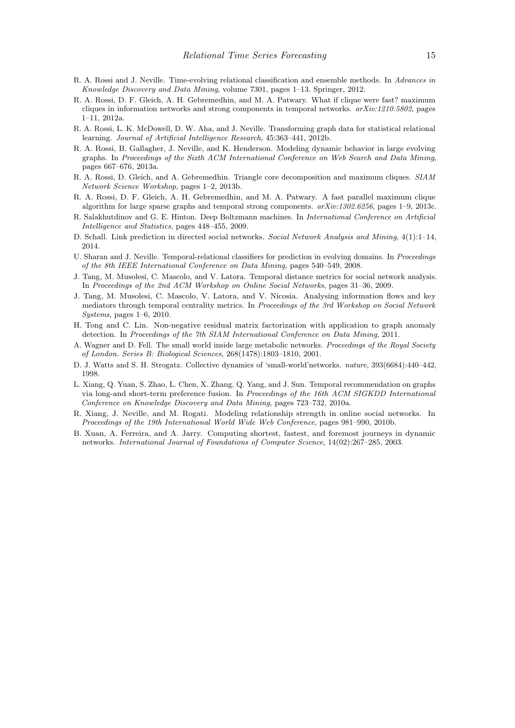R. A. Rossi and J. Neville. Time-evolving relational classification and ensemble methods. In *Advances in Knowledge Discovery and Data Mining*, volume 7301, pages 1–13. Springer, 2012.

R. A. Rossi, D. F. Gleich, A. H. Gebremedhin, and M. A. Patwary. What if clique were fast? maximum cliques in information networks and strong components in temporal networks. *arXiv:1210.5802*, pages 1–11, 2012a.

R. A. Rossi, L. K. McDowell, D. W. Aha, and J. Neville. Transforming graph data for statistical relational learning. *Journal of Artificial Intelligence Research*, 45:363–441, 2012b.

R. A. Rossi, B. Gallagher, J. Neville, and K. Henderson. Modeling dynamic behavior in large evolving graphs. In *Proceedings of the Sixth ACM International Conference on Web Search and Data Mining*, pages 667–676, 2013a.

R. A. Rossi, D. Gleich, and A. Gebremedhin. Triangle core decomposition and maximum cliques. *SIAM Network Science Workshop*, pages 1–2, 2013b.

R. A. Rossi, D. F. Gleich, A. H. Gebremedhin, and M. A. Patwary. A fast parallel maximum clique algorithm for large sparse graphs and temporal strong components. *arXiv:1302.6256*, pages 1–9, 2013c.

R. Salakhutdinov and G. E. Hinton. Deep Boltzmann machines. In *International Conference on Artificial Intelligence and Statistics*, pages 448–455, 2009.

D. Schall. Link prediction in directed social networks. *Social Network Analysis and Mining*, 4(1):1–14, 2014.

U. Sharan and J. Neville. Temporal-relational classifiers for prediction in evolving domains. In *Proceedings of the 8th IEEE International Conference on Data Mining*, pages 540–549, 2008.

J. Tang, M. Musolesi, C. Mascolo, and V. Latora. Temporal distance metrics for social network analysis. In *Proceedings of the 2nd ACM Workshop on Online Social Networks*, pages 31–36, 2009.

J. Tang, M. Musolesi, C. Mascolo, V. Latora, and V. Nicosia. Analysing information flows and key mediators through temporal centrality metrics. In *Proceedings of the 3rd Workshop on Social Network Systems*, pages 1–6, 2010.

H. Tong and C. Lin. Non-negative residual matrix factorization with application to graph anomaly detection. In *Proceedings of the 7th SIAM International Conference on Data Mining*, 2011.

A. Wagner and D. Fell. The small world inside large metabolic networks. *Proceedings of the Royal Society of London. Series B: Biological Sciences*, 268(1478):1803–1810, 2001.

D. J. Watts and S. H. Strogatz. Collective dynamics of 'small-world'networks. *nature*, 393(6684):440–442, 1998.

L. Xiang, Q. Yuan, S. Zhao, L. Chen, X. Zhang, Q. Yang, and J. Sun. Temporal recommendation on graphs via long-and short-term preference fusion. In *Proceedings of the 16th ACM SIGKDD International Conference on Knowledge Discovery and Data Mining*, pages 723–732, 2010a.

R. Xiang, J. Neville, and M. Rogati. Modeling relationship strength in online social networks. In *Proceedings of the 19th International World Wide Web Conference*, pages 981–990, 2010b.

B. Xuan, A. Ferreira, and A. Jarry. Computing shortest, fastest, and foremost journeys in dynamic networks. *International Journal of Foundations of Computer Science*, 14(02):267–285, 2003.